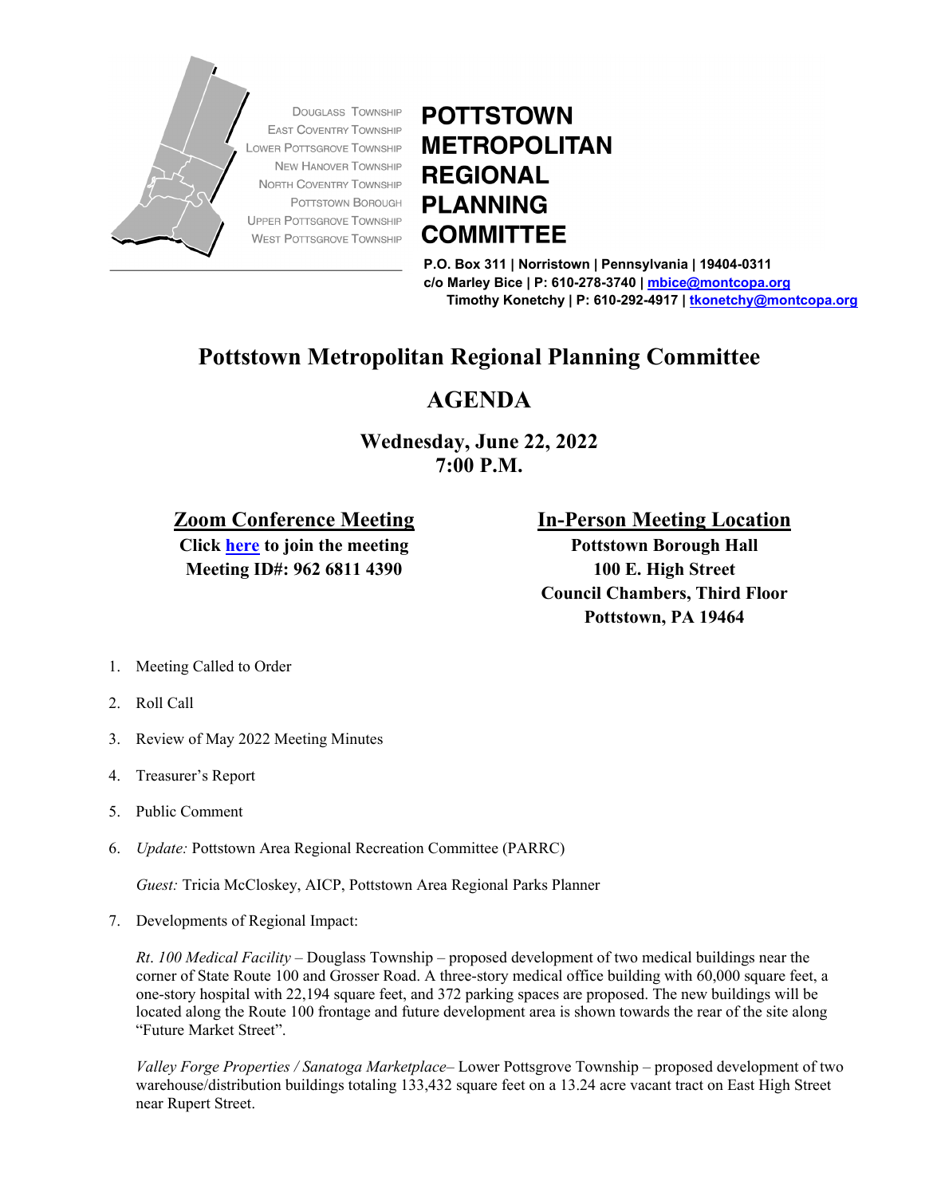Douglass Township
East Coventry Township
Lower Pottsgrove Township
New Hanover Township
North Coventry Township
Pottstown Borough
Upper Pottsgrove Township
West Pottsgrove Township

**POTTSTOWN METROPOLITAN REGIONAL PLANNING COMMITTEE**

**P.O. Box 311 | Norristown | Pennsylvania | 19404-0311**
**c/o Marley Bice | P: 610-278-3740 | mbice@montcopa.org**
**Timothy Konetchy | P: 610-292-4917 | tkonetchy@montcopa.org**

# Pottstown Metropolitan Regional Planning Committee

## AGENDA

**Wednesday, June 22, 2022**
**7:00 P.M.**

**Zoom Conference Meeting**
**Click here to join the meeting**
**Meeting ID#: 962 6811 4390**

**In-Person Meeting Location**
**Pottstown Borough Hall**
**100 E. High Street**
**Council Chambers, Third Floor**
**Pottstown, PA 19464**

1. Meeting Called to Order
2. Roll Call
3. Review of May 2022 Meeting Minutes
4. Treasurer's Report
5. Public Comment
6. *Update:* Pottstown Area Regional Recreation Committee (PARRC)

   *Guest:* Tricia McCloskey, AICP, Pottstown Area Regional Parks Planner

7. Developments of Regional Impact:

   *Rt. 100 Medical Facility* – Douglass Township – proposed development of two medical buildings near the corner of State Route 100 and Grosser Road. A three-story medical office building with 60,000 square feet, a one-story hospital with 22,194 square feet, and 372 parking spaces are proposed. The new buildings will be located along the Route 100 frontage and future development area is shown towards the rear of the site along "Future Market Street".

   *Valley Forge Properties / Sanatoga Marketplace*– Lower Pottsgrove Township – proposed development of two warehouse/distribution buildings totaling 133,432 square feet on a 13.24 acre vacant tract on East High Street near Rupert Street.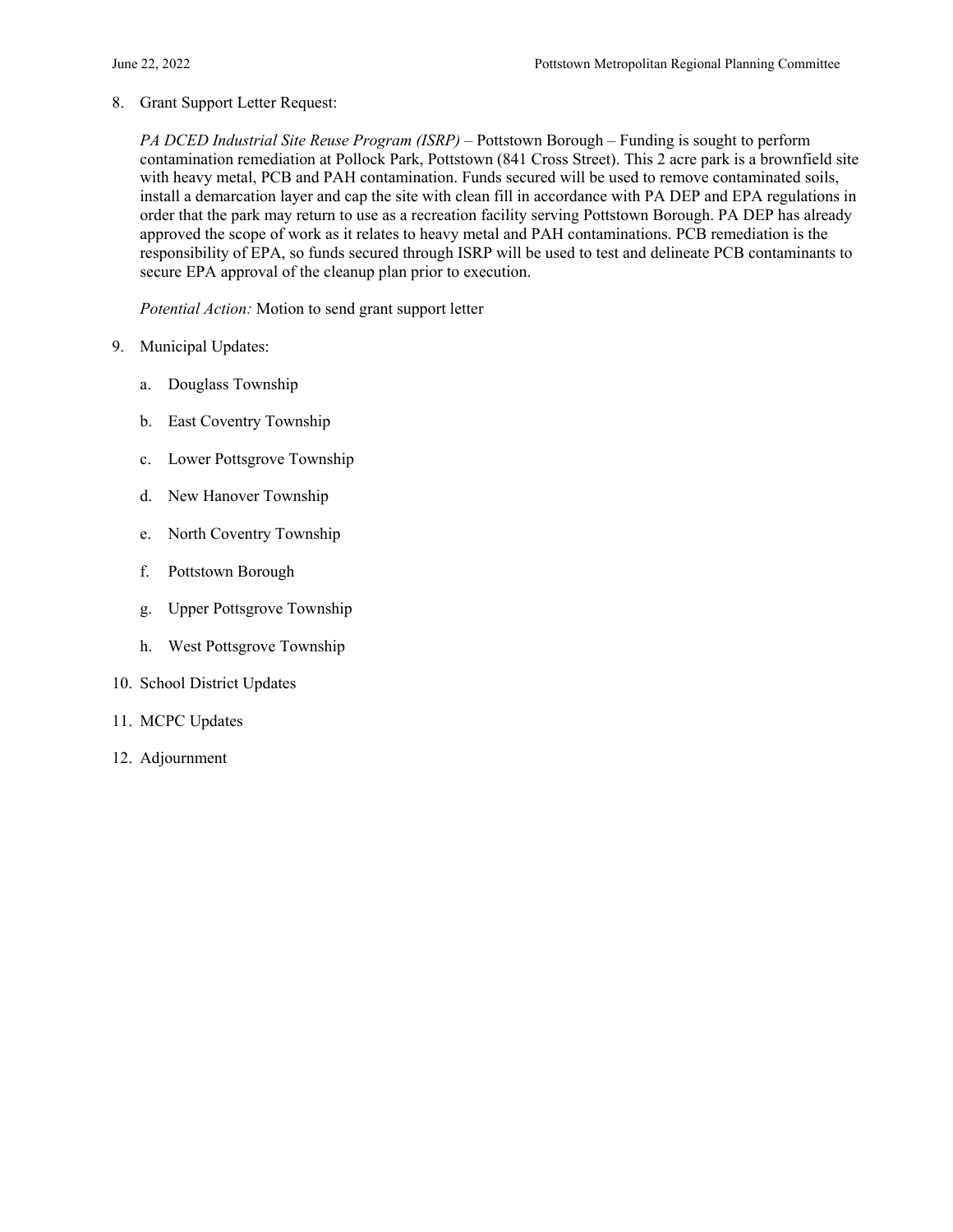8. Grant Support Letter Request:

   *PA DCED Industrial Site Reuse Program (ISRP)* – Pottstown Borough – Funding is sought to perform contamination remediation at Pollock Park, Pottstown (841 Cross Street). This 2 acre park is a brownfield site with heavy metal, PCB and PAH contamination. Funds secured will be used to remove contaminated soils, install a demarcation layer and cap the site with clean fill in accordance with PA DEP and EPA regulations in order that the park may return to use as a recreation facility serving Pottstown Borough. PA DEP has already approved the scope of work as it relates to heavy metal and PAH contaminations. PCB remediation is the responsibility of EPA, so funds secured through ISRP will be used to test and delineate PCB contaminants to secure EPA approval of the cleanup plan prior to execution.

   *Potential Action:* Motion to send grant support letter

9. Municipal Updates:

   a. Douglass Township

   b. East Coventry Township

   c. Lower Pottsgrove Township

   d. New Hanover Township

   e. North Coventry Township

   f. Pottstown Borough

   g. Upper Pottsgrove Township

   h. West Pottsgrove Township

10. School District Updates

11. MCPC Updates

12. Adjournment